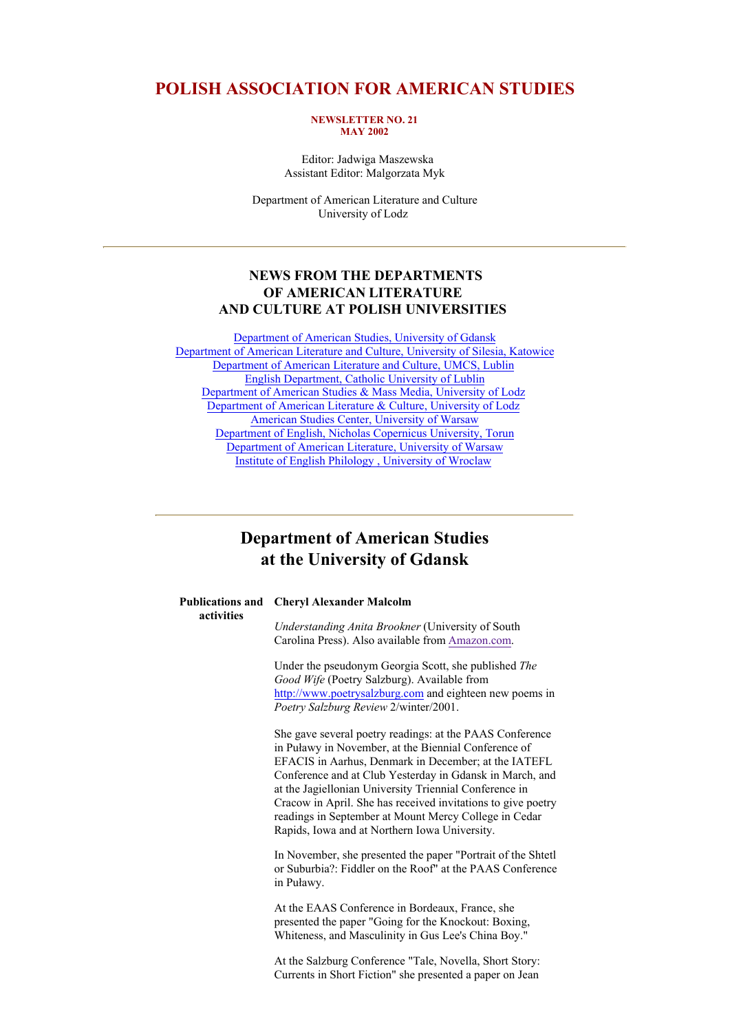# POLISH ASSOCIATION FOR AMERICAN STUDIES

**NEWSLETTER NO. 21**
**MAY 2002**

Editor: Jadwiga Maszewska
Assistant Editor: Malgorzata Myk

Department of American Literature and Culture
University of Lodz

---

## NEWS FROM THE DEPARTMENTS OF AMERICAN LITERATURE AND CULTURE AT POLISH UNIVERSITIES

Department of American Studies, University of Gdansk
Department of American Literature and Culture, University of Silesia, Katowice
Department of American Literature and Culture, UMCS, Lublin
English Department, Catholic University of Lublin
Department of American Studies & Mass Media, University of Lodz
Department of American Literature & Culture, University of Lodz
American Studies Center, University of Warsaw
Department of English, Nicholas Copernicus University, Torun
Department of American Literature, University of Warsaw
Institute of English Philology , University of Wroclaw

---

## Department of American Studies at the University of Gdansk

**Publications and activities**

**Cheryl Alexander Malcolm**

*Understanding Anita Brookner* (University of South Carolina Press). Also available from Amazon.com.

Under the pseudonym Georgia Scott, she published *The Good Wife* (Poetry Salzburg). Available from http://www.poetrysalzburg.com and eighteen new poems in *Poetry Salzburg Review* 2/winter/2001.

She gave several poetry readings: at the PAAS Conference in Puławy in November, at the Biennial Conference of EFACIS in Aarhus, Denmark in December; at the IATEFL Conference and at Club Yesterday in Gdansk in March, and at the Jagiellonian University Triennial Conference in Cracow in April. She has received invitations to give poetry readings in September at Mount Mercy College in Cedar Rapids, Iowa and at Northern Iowa University.

In November, she presented the paper "Portrait of the Shtetl or Suburbia?: Fiddler on the Roof" at the PAAS Conference in Puławy.

At the EAAS Conference in Bordeaux, France, she presented the paper "Going for the Knockout: Boxing, Whiteness, and Masculinity in Gus Lee's China Boy."

At the Salzburg Conference "Tale, Novella, Short Story: Currents in Short Fiction" she presented a paper on Jean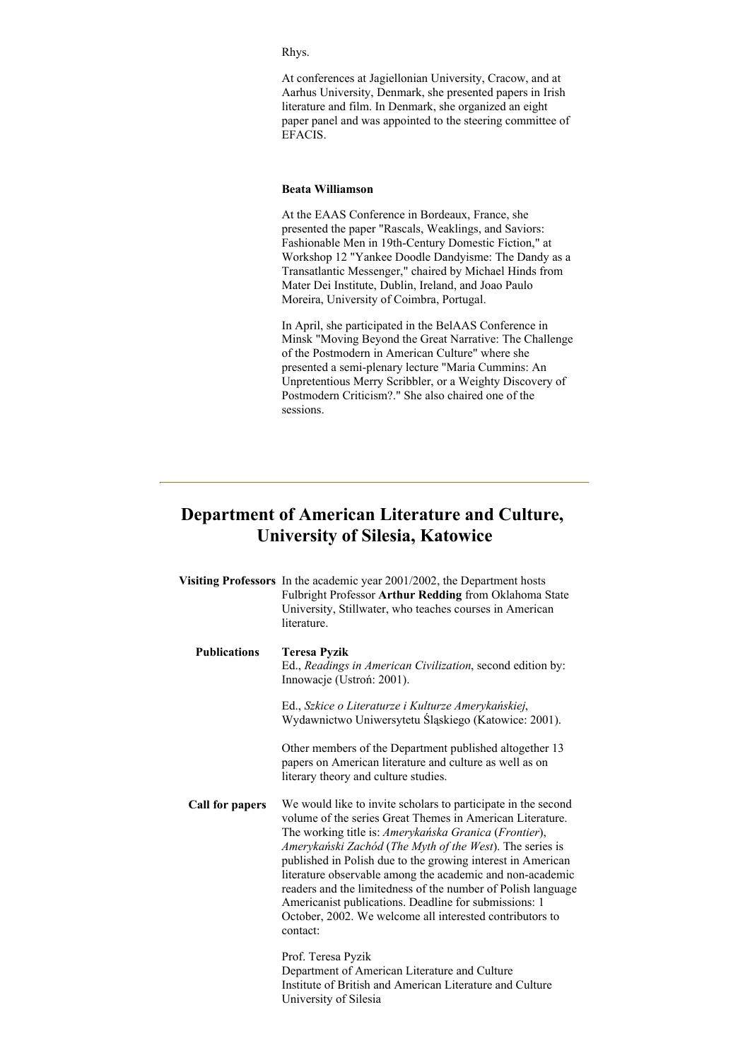Rhys.

At conferences at Jagiellonian University, Cracow, and at Aarhus University, Denmark, she presented papers in Irish literature and film. In Denmark, she organized an eight paper panel and was appointed to the steering committee of EFACIS.

**Beata Williamson**

At the EAAS Conference in Bordeaux, France, she presented the paper "Rascals, Weaklings, and Saviors: Fashionable Men in 19th-Century Domestic Fiction," at Workshop 12 "Yankee Doodle Dandyisme: The Dandy as a Transatlantic Messenger," chaired by Michael Hinds from Mater Dei Institute, Dublin, Ireland, and Joao Paulo Moreira, University of Coimbra, Portugal.

In April, she participated in the BelAAS Conference in Minsk "Moving Beyond the Great Narrative: The Challenge of the Postmodern in American Culture" where she presented a semi-plenary lecture "Maria Cummins: An Unpretentious Merry Scribbler, or a Weighty Discovery of Postmodern Criticism?." She also chaired one of the sessions.

---

## Department of American Literature and Culture, University of Silesia, Katowice

**Visiting Professors**

In the academic year 2001/2002, the Department hosts Fulbright Professor **Arthur Redding** from Oklahoma State University, Stillwater, who teaches courses in American literature.

**Publications**

**Teresa Pyzik**
Ed., *Readings in American Civilization*, second edition by: Innowacje (Ustroń: 2001).

Ed., *Szkice o Literaturze i Kulturze Amerykańskiej*, Wydawnictwo Uniwersytetu Śląskiego (Katowice: 2001).

Other members of the Department published altogether 13 papers on American literature and culture as well as on literary theory and culture studies.

**Call for papers**

We would like to invite scholars to participate in the second volume of the series Great Themes in American Literature. The working title is: *Amerykańska Granica* (*Frontier*), *Amerykański Zachód* (*The Myth of the West*). The series is published in Polish due to the growing interest in American literature observable among the academic and non-academic readers and the limitedness of the number of Polish language Americanist publications. Deadline for submissions: 1 October, 2002. We welcome all interested contributors to contact:

Prof. Teresa Pyzik
Department of American Literature and Culture
Institute of British and American Literature and Culture
University of Silesia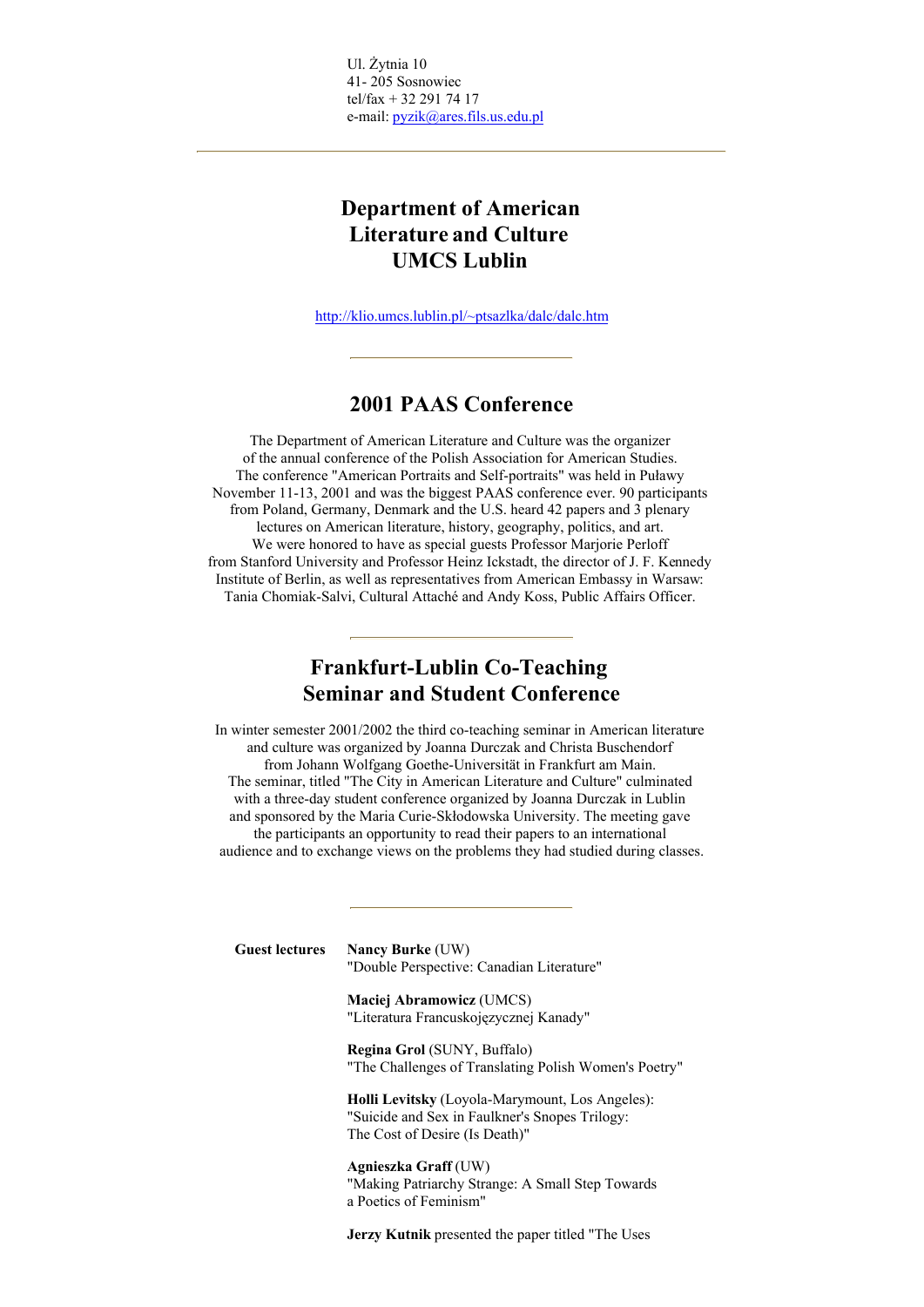Ul. Żytnia 10
41- 205 Sosnowiec
tel/fax + 32 291 74 17
e-mail: pyzik@ares.fils.us.edu.pl

---

## Department of American Literature and Culture UMCS Lublin

http://klio.umcs.lublin.pl/~ptsazlka/dalc/dalc.htm

---

## 2001 PAAS Conference

The Department of American Literature and Culture was the organizer of the annual conference of the Polish Association for American Studies. The conference "American Portraits and Self-portraits" was held in Puławy November 11-13, 2001 and was the biggest PAAS conference ever. 90 participants from Poland, Germany, Denmark and the U.S. heard 42 papers and 3 plenary lectures on American literature, history, geography, politics, and art. We were honored to have as special guests Professor Marjorie Perloff from Stanford University and Professor Heinz Ickstadt, the director of J. F. Kennedy Institute of Berlin, as well as representatives from American Embassy in Warsaw: Tania Chomiak-Salvi, Cultural Attaché and Andy Koss, Public Affairs Officer.

---

## Frankfurt-Lublin Co-Teaching Seminar and Student Conference

In winter semester 2001/2002 the third co-teaching seminar in American literature and culture was organized by Joanna Durczak and Christa Buschendorf from Johann Wolfgang Goethe-Universität in Frankfurt am Main. The seminar, titled "The City in American Literature and Culture" culminated with a three-day student conference organized by Joanna Durczak in Lublin and sponsored by the Maria Curie-Skłodowska University. The meeting gave the participants an opportunity to read their papers to an international audience and to exchange views on the problems they had studied during classes.

---

**Guest lectures**

**Nancy Burke** (UW)
"Double Perspective: Canadian Literature"

**Maciej Abramowicz** (UMCS)
"Literatura Francuskojęzycznej Kanady"

**Regina Grol** (SUNY, Buffalo)
"The Challenges of Translating Polish Women's Poetry"

**Holli Levitsky** (Loyola-Marymount, Los Angeles):
"Suicide and Sex in Faulkner's Snopes Trilogy:
The Cost of Desire (Is Death)"

**Agnieszka Graff** (UW)
"Making Patriarchy Strange: A Small Step Towards a Poetics of Feminism"

**Jerzy Kutnik** presented the paper titled "The Uses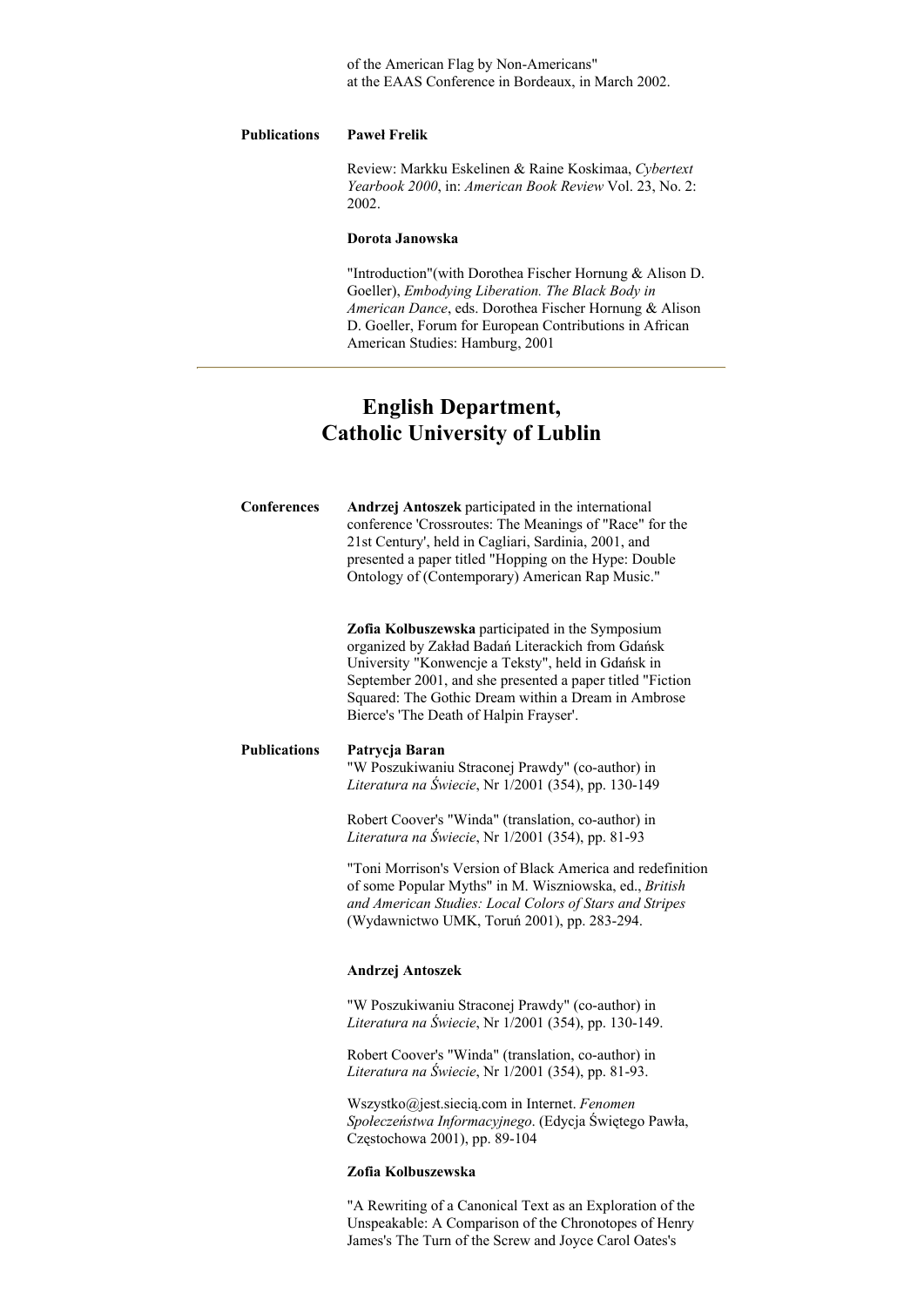of the American Flag by Non-Americans" at the EAAS Conference in Bordeaux, in March 2002.

**Publications**

**Paweł Frelik**

Review: Markku Eskelinen & Raine Koskimaa, *Cybertext Yearbook 2000*, in: *American Book Review* Vol. 23, No. 2: 2002.

**Dorota Janowska**

"Introduction"(with Dorothea Fischer Hornung & Alison D. Goeller), *Embodying Liberation. The Black Body in American Dance*, eds. Dorothea Fischer Hornung & Alison D. Goeller, Forum for European Contributions in African American Studies: Hamburg, 2001

---

## English Department, Catholic University of Lublin

**Conferences**

**Andrzej Antoszek** participated in the international conference 'Crossroutes: The Meanings of "Race" for the 21st Century', held in Cagliari, Sardinia, 2001, and presented a paper titled "Hopping on the Hype: Double Ontology of (Contemporary) American Rap Music."

**Zofia Kolbuszewska** participated in the Symposium organized by Zakład Badań Literackich from Gdańsk University "Konwencje a Teksty", held in Gdańsk in September 2001, and she presented a paper titled "Fiction Squared: The Gothic Dream within a Dream in Ambrose Bierce's 'The Death of Halpin Frayser'.

**Publications**

**Patrycja Baran**

"W Poszukiwaniu Straconej Prawdy" (co-author) in *Literatura na Świecie*, Nr 1/2001 (354), pp. 130-149

Robert Coover's "Winda" (translation, co-author) in *Literatura na Świecie*, Nr 1/2001 (354), pp. 81-93

"Toni Morrison's Version of Black America and redefinition of some Popular Myths" in M. Wiszniowska, ed., *British and American Studies: Local Colors of Stars and Stripes* (Wydawnictwo UMK, Toruń 2001), pp. 283-294.

**Andrzej Antoszek**

"W Poszukiwaniu Straconej Prawdy" (co-author) in *Literatura na Świecie*, Nr 1/2001 (354), pp. 130-149.

Robert Coover's "Winda" (translation, co-author) in *Literatura na Świecie*, Nr 1/2001 (354), pp. 81-93.

Wszystko@jest.siecią.com in Internet. *Fenomen Społeczeństwa Informacyjnego*. (Edycja Świętego Pawła, Częstochowa 2001), pp. 89-104

**Zofia Kolbuszewska**

"A Rewriting of a Canonical Text as an Exploration of the Unspeakable: A Comparison of the Chronotopes of Henry James's The Turn of the Screw and Joyce Carol Oates's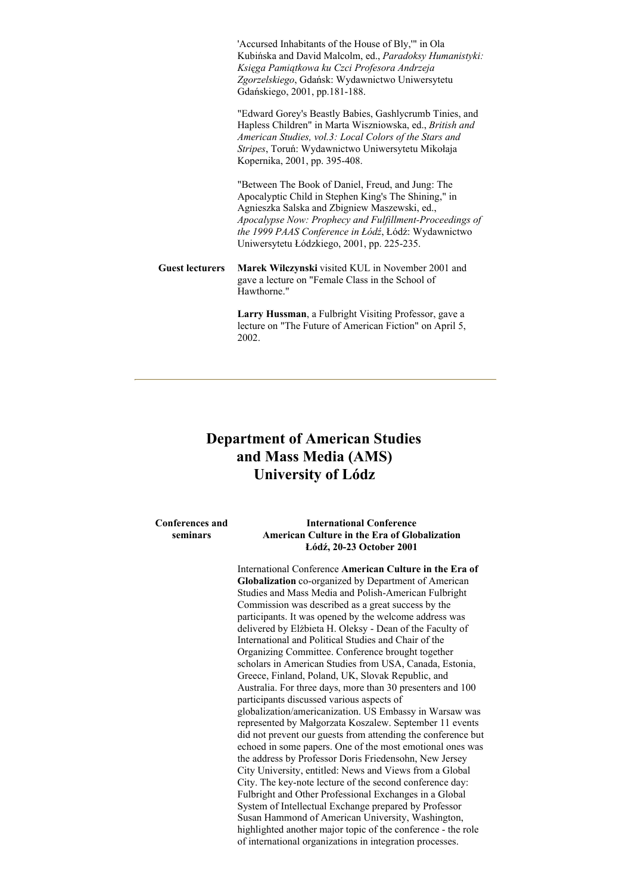'Accursed Inhabitants of the House of Bly,'" in Ola Kubińska and David Malcolm, ed., *Paradoksy Humanistyki: Księga Pamiątkowa ku Czci Profesora Andrzeja Zgorzelskiego*, Gdańsk: Wydawnictwo Uniwersytetu Gdańskiego, 2001, pp.181-188.

"Edward Gorey's Beastly Babies, Gashlycrumb Tinies, and Hapless Children" in Marta Wiszniowska, ed., *British and American Studies, vol.3: Local Colors of the Stars and Stripes*, Toruń: Wydawnictwo Uniwersytetu Mikołaja Kopernika, 2001, pp. 395-408.

"Between The Book of Daniel, Freud, and Jung: The Apocalyptic Child in Stephen King's The Shining," in Agnieszka Salska and Zbigniew Maszewski, ed., *Apocalypse Now: Prophecy and Fulfillment-Proceedings of the 1999 PAAS Conference in Łódź*, Łódź: Wydawnictwo Uniwersytetu Łódzkiego, 2001, pp. 225-235.

**Guest lecturers**

**Marek Wilczynski** visited KUL in November 2001 and gave a lecture on "Female Class in the School of Hawthorne."

**Larry Hussman**, a Fulbright Visiting Professor, gave a lecture on "The Future of American Fiction" on April 5, 2002.

---

# Department of American Studies and Mass Media (AMS) University of Lódz

**Conferences and seminars**

**International Conference**
**American Culture in the Era of Globalization**
**Łódź, 20-23 October 2001**

International Conference **American Culture in the Era of Globalization** co-organized by Department of American Studies and Mass Media and Polish-American Fulbright Commission was described as a great success by the participants. It was opened by the welcome address was delivered by Elżbieta H. Oleksy - Dean of the Faculty of International and Political Studies and Chair of the Organizing Committee. Conference brought together scholars in American Studies from USA, Canada, Estonia, Greece, Finland, Poland, UK, Slovak Republic, and Australia. For three days, more than 30 presenters and 100 participants discussed various aspects of globalization/americanization. US Embassy in Warsaw was represented by Małgorzata Koszalew. September 11 events did not prevent our guests from attending the conference but echoed in some papers. One of the most emotional ones was the address by Professor Doris Friedensohn, New Jersey City University, entitled: News and Views from a Global City. The key-note lecture of the second conference day: Fulbright and Other Professional Exchanges in a Global System of Intellectual Exchange prepared by Professor Susan Hammond of American University, Washington, highlighted another major topic of the conference - the role of international organizations in integration processes.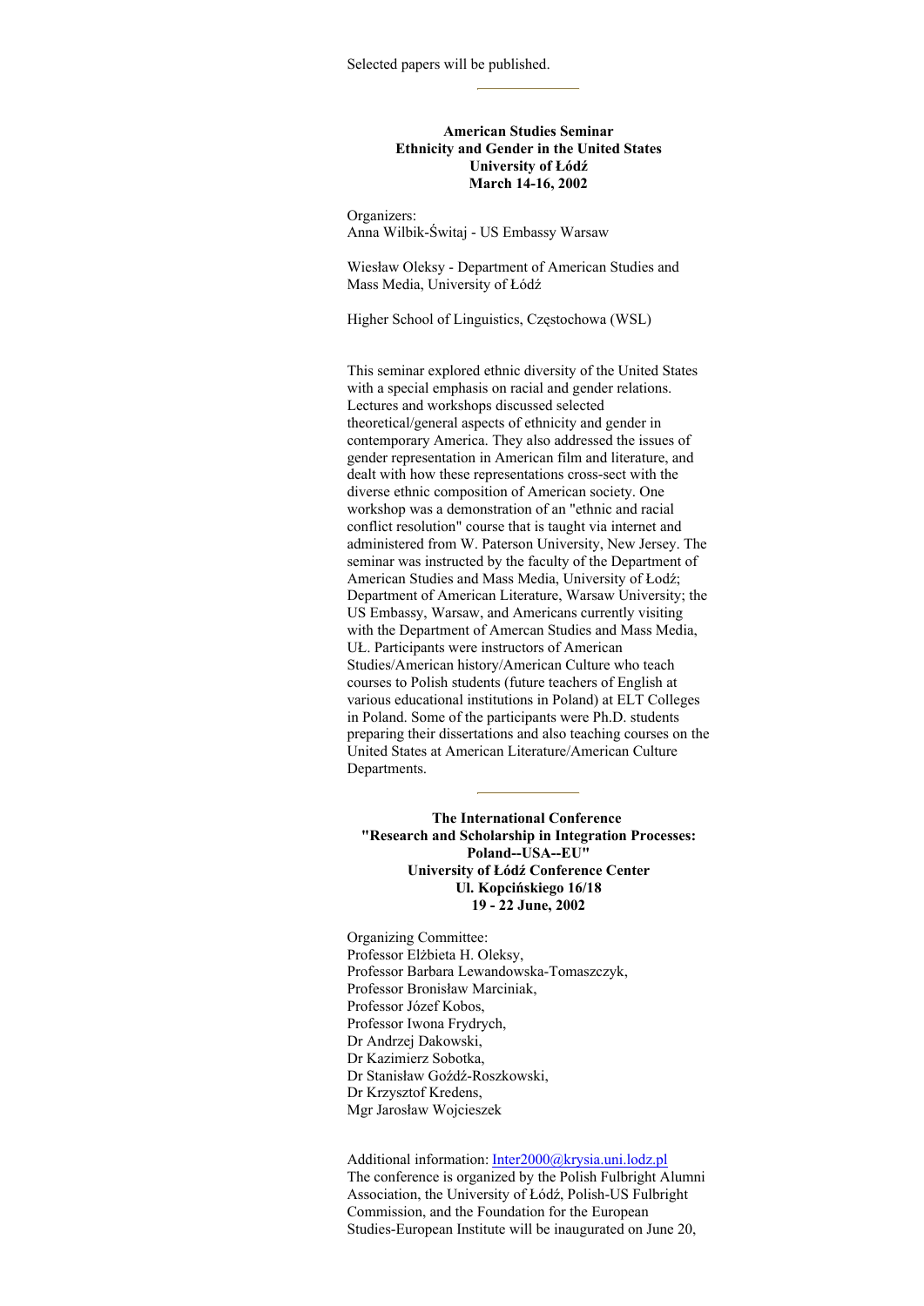Selected papers will be published.

---

**American Studies Seminar**
**Ethnicity and Gender in the United States**
**University of Łódź**
**March 14-16, 2002**

Organizers:
Anna Wilbik-Świtaj - US Embassy Warsaw

Wiesław Oleksy - Department of American Studies and Mass Media, University of Łódź

Higher School of Linguistics, Częstochowa (WSL)

This seminar explored ethnic diversity of the United States with a special emphasis on racial and gender relations. Lectures and workshops discussed selected theoretical/general aspects of ethnicity and gender in contemporary America. They also addressed the issues of gender representation in American film and literature, and dealt with how these representations cross-sect with the diverse ethnic composition of American society. One workshop was a demonstration of an "ethnic and racial conflict resolution" course that is taught via internet and administered from W. Paterson University, New Jersey. The seminar was instructed by the faculty of the Department of American Studies and Mass Media, University of Łodź; Department of American Literature, Warsaw University; the US Embassy, Warsaw, and Americans currently visiting with the Department of Amercan Studies and Mass Media, UŁ. Participants were instructors of American Studies/American history/American Culture who teach courses to Polish students (future teachers of English at various educational institutions in Poland) at ELT Colleges in Poland. Some of the participants were Ph.D. students preparing their dissertations and also teaching courses on the United States at American Literature/American Culture Departments.

---

**The International Conference**
**"Research and Scholarship in Integration Processes: Poland--USA--EU"**
**University of Łódź Conference Center**
**Ul. Kopcińskiego 16/18**
**19 - 22 June, 2002**

Organizing Committee:
Professor Elżbieta H. Oleksy,
Professor Barbara Lewandowska-Tomaszczyk,
Professor Bronisław Marciniak,
Professor Józef Kobos,
Professor Iwona Frydrych,
Dr Andrzej Dakowski,
Dr Kazimierz Sobotka,
Dr Stanisław Goźdź-Roszkowski,
Dr Krzysztof Kredens,
Mgr Jarosław Wojcieszek

Additional information: Inter2000@krysia.uni.lodz.pl
The conference is organized by the Polish Fulbright Alumni Association, the University of Łódź, Polish-US Fulbright Commission, and the Foundation for the European Studies-European Institute will be inaugurated on June 20,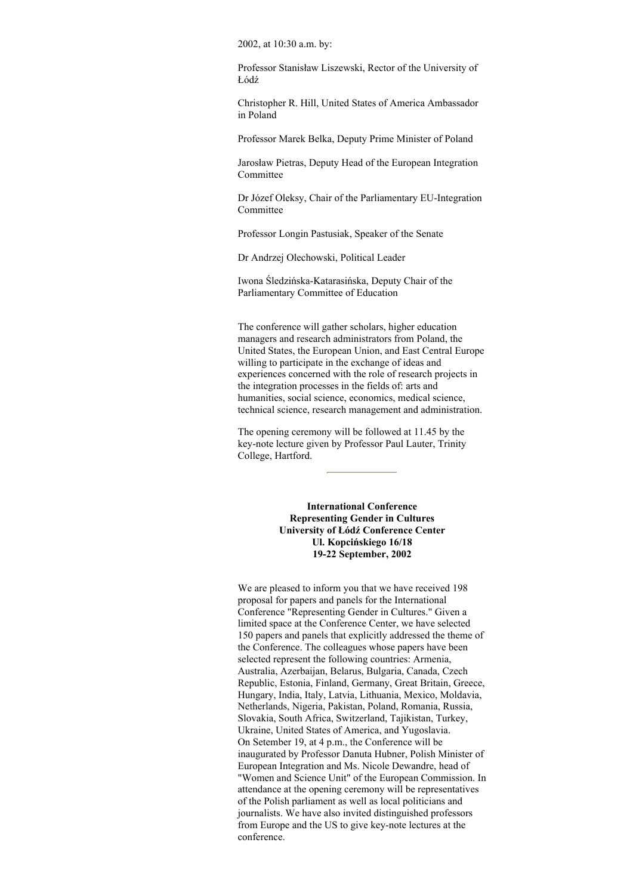2002, at 10:30 a.m. by:

Professor Stanisław Liszewski, Rector of the University of Łódź

Christopher R. Hill, United States of America Ambassador in Poland

Professor Marek Belka, Deputy Prime Minister of Poland

Jarosław Pietras, Deputy Head of the European Integration Committee

Dr Józef Oleksy, Chair of the Parliamentary EU-Integration Committee

Professor Longin Pastusiak, Speaker of the Senate

Dr Andrzej Olechowski, Political Leader

Iwona Śledzińska-Katarasińska, Deputy Chair of the Parliamentary Committee of Education

The conference will gather scholars, higher education managers and research administrators from Poland, the United States, the European Union, and East Central Europe willing to participate in the exchange of ideas and experiences concerned with the role of research projects in the integration processes in the fields of: arts and humanities, social science, economics, medical science, technical science, research management and administration.

The opening ceremony will be followed at 11.45 by the key-note lecture given by Professor Paul Lauter, Trinity College, Hartford.

---

**International Conference**
**Representing Gender in Cultures**
**University of Łódź Conference Center**
**Ul. Kopcińskiego 16/18**
**19-22 September, 2002**

We are pleased to inform you that we have received 198 proposal for papers and panels for the International Conference "Representing Gender in Cultures." Given a limited space at the Conference Center, we have selected 150 papers and panels that explicitly addressed the theme of the Conference. The colleagues whose papers have been selected represent the following countries: Armenia, Australia, Azerbaijan, Belarus, Bulgaria, Canada, Czech Republic, Estonia, Finland, Germany, Great Britain, Greece, Hungary, India, Italy, Latvia, Lithuania, Mexico, Moldavia, Netherlands, Nigeria, Pakistan, Poland, Romania, Russia, Slovakia, South Africa, Switzerland, Tajikistan, Turkey, Ukraine, United States of America, and Yugoslavia.
On Setember 19, at 4 p.m., the Conference will be inaugurated by Professor Danuta Hubner, Polish Minister of European Integration and Ms. Nicole Dewandre, head of "Women and Science Unit" of the European Commission. In attendance at the opening ceremony will be representatives of the Polish parliament as well as local politicians and journalists. We have also invited distinguished professors from Europe and the US to give key-note lectures at the conference.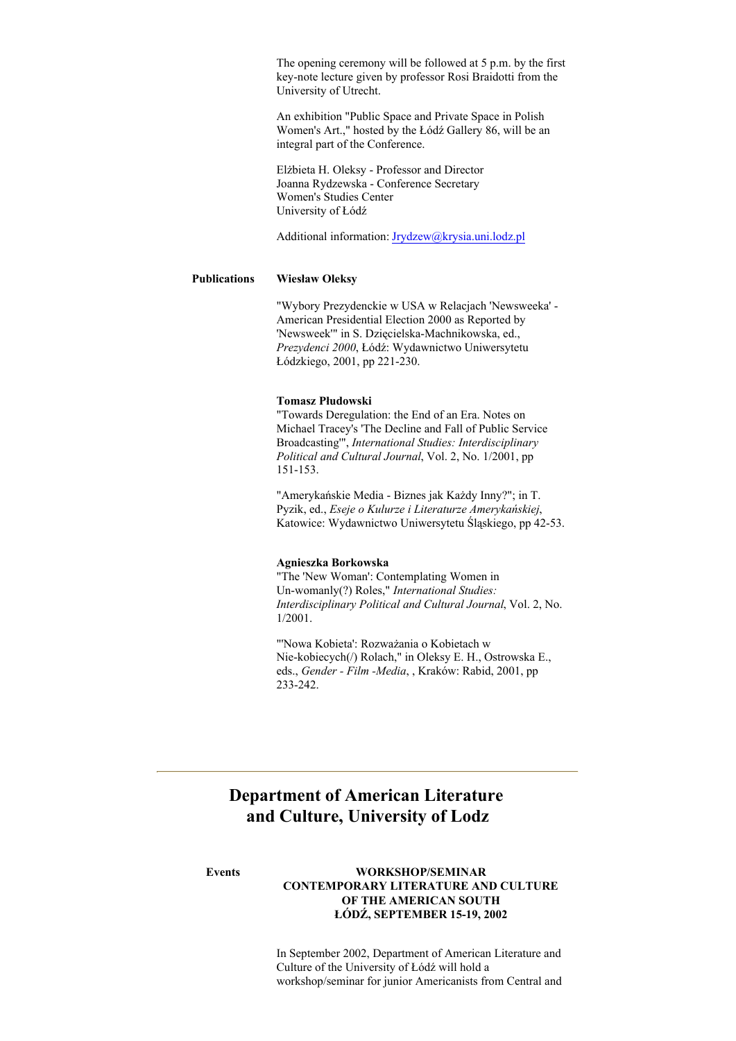The opening ceremony will be followed at 5 p.m. by the first key-note lecture given by professor Rosi Braidotti from the University of Utrecht.

An exhibition "Public Space and Private Space in Polish Women's Art.," hosted by the Łódź Gallery 86, will be an integral part of the Conference.

Elżbieta H. Oleksy - Professor and Director
Joanna Rydzewska - Conference Secretary
Women's Studies Center
University of Łódź

Additional information: Jrydzew@krysia.uni.lodz.pl

**Publications**

**Wiesław Oleksy**

"Wybory Prezydenckie w USA w Relacjach 'Newsweeka' - American Presidential Election 2000 as Reported by 'Newsweek'" in S. Dzięcielska-Machnikowska, ed., *Prezydenci 2000*, Łódź: Wydawnictwo Uniwersytetu Łódzkiego, 2001, pp 221-230.

**Tomasz Płudowski**

"Towards Deregulation: the End of an Era. Notes on Michael Tracey's 'The Decline and Fall of Public Service Broadcasting'", *International Studies: Interdisciplinary Political and Cultural Journal*, Vol. 2, No. 1/2001, pp 151-153.

"Amerykańskie Media - Biznes jak Każdy Inny?"; in T. Pyzik, ed., *Eseje o Kulurze i Literaturze Amerykańskiej*, Katowice: Wydawnictwo Uniwersytetu Śląskiego, pp 42-53.

**Agnieszka Borkowska**

"The 'New Woman': Contemplating Women in Un-womanly(?) Roles," *International Studies: Interdisciplinary Political and Cultural Journal*, Vol. 2, No. 1/2001.

"'Nowa Kobieta': Rozważania o Kobietach w Nie-kobiecych(/) Rolach," in Oleksy E. H., Ostrowska E., eds., *Gender - Film -Media*, , Kraków: Rabid, 2001, pp 233-242.

---

## Department of American Literature and Culture, University of Lodz

**Events**

**WORKSHOP/SEMINAR**
**CONTEMPORARY LITERATURE AND CULTURE OF THE AMERICAN SOUTH**
**ŁÓDŹ, SEPTEMBER 15-19, 2002**

In September 2002, Department of American Literature and Culture of the University of Łódź will hold a workshop/seminar for junior Americanists from Central and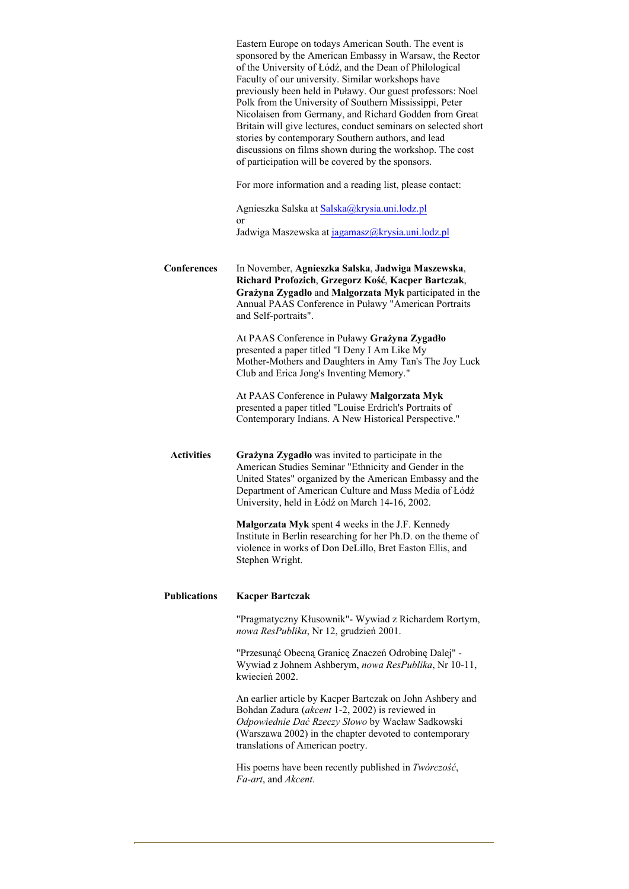Eastern Europe on todays American South. The event is sponsored by the American Embassy in Warsaw, the Rector of the University of Łódź, and the Dean of Philological Faculty of our university. Similar workshops have previously been held in Puławy. Our guest professors: Noel Polk from the University of Southern Mississippi, Peter Nicolaisen from Germany, and Richard Godden from Great Britain will give lectures, conduct seminars on selected short stories by contemporary Southern authors, and lead discussions on films shown during the workshop. The cost of participation will be covered by the sponsors.

For more information and a reading list, please contact:

Agnieszka Salska at Salska@krysia.uni.lodz.pl
or
Jadwiga Maszewska at jagamasz@krysia.uni.lodz.pl

## Conferences

In November, **Agnieszka Salska**, **Jadwiga Maszewska**, **Richard Profozich**, **Grzegorz Kość**, **Kacper Bartczak**, **Grażyna Zygadło** and **Małgorzata Myk** participated in the Annual PAAS Conference in Puławy "American Portraits and Self-portraits".

At PAAS Conference in Puławy **Grażyna Zygadło** presented a paper titled "I Deny I Am Like My Mother-Mothers and Daughters in Amy Tan's The Joy Luck Club and Erica Jong's Inventing Memory."

At PAAS Conference in Puławy **Małgorzata Myk** presented a paper titled "Louise Erdrich's Portraits of Contemporary Indians. A New Historical Perspective."

## Activities

**Grażyna Zygadło** was invited to participate in the American Studies Seminar "Ethnicity and Gender in the United States" organized by the American Embassy and the Department of American Culture and Mass Media of Łódź University, held in Łódź on March 14-16, 2002.

**Małgorzata Myk** spent 4 weeks in the J.F. Kennedy Institute in Berlin researching for her Ph.D. on the theme of violence in works of Don DeLillo, Bret Easton Ellis, and Stephen Wright.

## Publications

**Kacper Bartczak**

"Pragmatyczny Kłusownik"- Wywiad z Richardem Rortym, *nowa ResPublika*, Nr 12, grudzień 2001.

"Przesunąć Obecną Granicę Znaczeń Odrobinę Dalej" - Wywiad z Johnem Ashberym, *nowa ResPublika*, Nr 10-11, kwiecień 2002.

An earlier article by Kacper Bartczak on John Ashbery and Bohdan Zadura (*akcent* 1-2, 2002) is reviewed in *Odpowiednie Dać Rzeczy Słowo* by Wacław Sadkowski (Warszawa 2002) in the chapter devoted to contemporary translations of American poetry.

His poems have been recently published in *Twórczość*, *Fa-art*, and *Akcent*.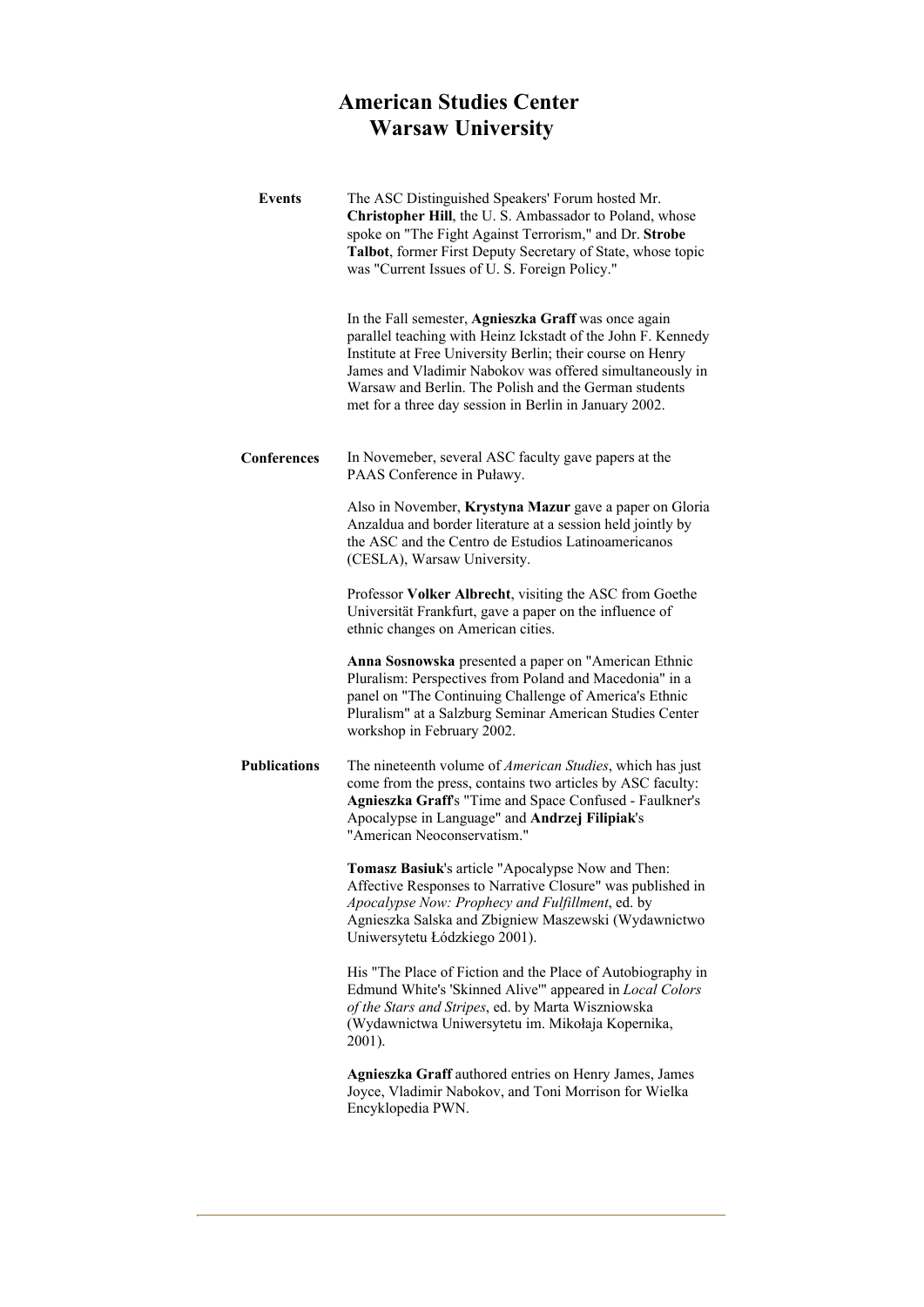# American Studies Center
# Warsaw University

**Events**

The ASC Distinguished Speakers' Forum hosted Mr. **Christopher Hill**, the U. S. Ambassador to Poland, whose spoke on "The Fight Against Terrorism," and Dr. **Strobe Talbot**, former First Deputy Secretary of State, whose topic was "Current Issues of U. S. Foreign Policy."

In the Fall semester, **Agnieszka Graff** was once again parallel teaching with Heinz Ickstadt of the John F. Kennedy Institute at Free University Berlin; their course on Henry James and Vladimir Nabokov was offered simultaneously in Warsaw and Berlin. The Polish and the German students met for a three day session in Berlin in January 2002.

**Conferences**

In Novemeber, several ASC faculty gave papers at the PAAS Conference in Puławy.

Also in November, **Krystyna Mazur** gave a paper on Gloria Anzaldua and border literature at a session held jointly by the ASC and the Centro de Estudios Latinoamericanos (CESLA), Warsaw University.

Professor **Volker Albrecht**, visiting the ASC from Goethe Universität Frankfurt, gave a paper on the influence of ethnic changes on American cities.

**Anna Sosnowska** presented a paper on "American Ethnic Pluralism: Perspectives from Poland and Macedonia" in a panel on "The Continuing Challenge of America's Ethnic Pluralism" at a Salzburg Seminar American Studies Center workshop in February 2002.

**Publications**

The nineteenth volume of *American Studies*, which has just come from the press, contains two articles by ASC faculty: **Agnieszka Graff**'s "Time and Space Confused - Faulkner's Apocalypse in Language" and **Andrzej Filipiak**'s "American Neoconservatism."

**Tomasz Basiuk**'s article "Apocalypse Now and Then: Affective Responses to Narrative Closure" was published in *Apocalypse Now: Prophecy and Fulfillment*, ed. by Agnieszka Salska and Zbigniew Maszewski (Wydawnictwo Uniwersytetu Łódzkiego 2001).

His "The Place of Fiction and the Place of Autobiography in Edmund White's 'Skinned Alive'" appeared in *Local Colors of the Stars and Stripes*, ed. by Marta Wiszniowska (Wydawnictwa Uniwersytetu im. Mikołaja Kopernika, 2001).

**Agnieszka Graff** authored entries on Henry James, James Joyce, Vladimir Nabokov, and Toni Morrison for Wielka Encyklopedia PWN.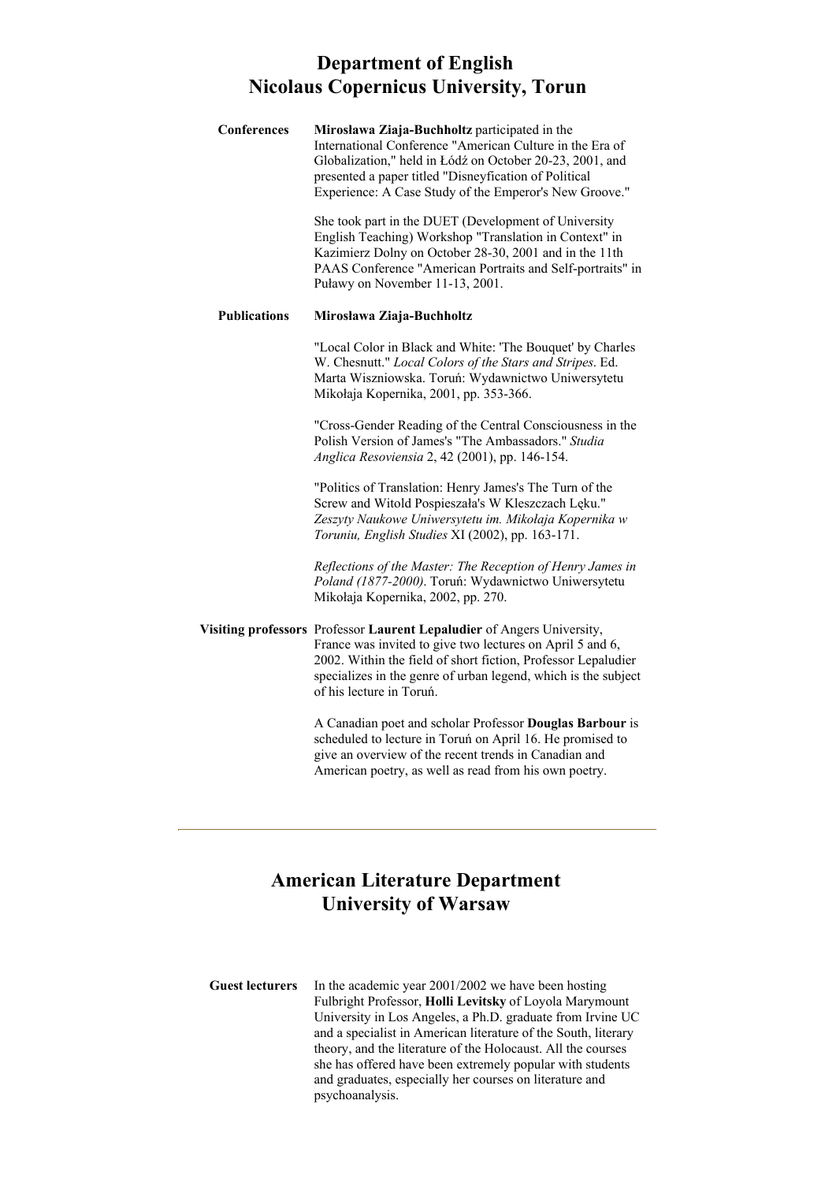## Department of English
## Nicolaus Copernicus University, Torun

**Conferences**

**Mirosława Ziaja-Buchholtz** participated in the International Conference "American Culture in the Era of Globalization," held in Łódź on October 20-23, 2001, and presented a paper titled "Disneyfication of Political Experience: A Case Study of the Emperor's New Groove."

She took part in the DUET (Development of University English Teaching) Workshop "Translation in Context" in Kazimierz Dolny on October 28-30, 2001 and in the 11th PAAS Conference "American Portraits and Self-portraits" in Puławy on November 11-13, 2001.

**Publications**

**Mirosława Ziaja-Buchholtz**

"Local Color in Black and White: 'The Bouquet' by Charles W. Chesnutt." *Local Colors of the Stars and Stripes*. Ed. Marta Wiszniowska. Toruń: Wydawnictwo Uniwersytetu Mikołaja Kopernika, 2001, pp. 353-366.

"Cross-Gender Reading of the Central Consciousness in the Polish Version of James's "The Ambassadors." *Studia Anglica Resoviensia* 2, 42 (2001), pp. 146-154.

"Politics of Translation: Henry James's The Turn of the Screw and Witold Pospieszała's W Kleszczach Lęku." *Zeszyty Naukowe Uniwersytetu im. Mikołaja Kopernika w Toruniu, English Studies* XI (2002), pp. 163-171.

*Reflections of the Master: The Reception of Henry James in Poland (1877-2000)*. Toruń: Wydawnictwo Uniwersytetu Mikołaja Kopernika, 2002, pp. 270.

**Visiting professors**

Professor **Laurent Lepaludier** of Angers University, France was invited to give two lectures on April 5 and 6, 2002. Within the field of short fiction, Professor Lepaludier specializes in the genre of urban legend, which is the subject of his lecture in Toruń.

A Canadian poet and scholar Professor **Douglas Barbour** is scheduled to lecture in Toruń on April 16. He promised to give an overview of the recent trends in Canadian and American poetry, as well as read from his own poetry.

---

## American Literature Department
## University of Warsaw

**Guest lecturers**

In the academic year 2001/2002 we have been hosting Fulbright Professor, **Holli Levitsky** of Loyola Marymount University in Los Angeles, a Ph.D. graduate from Irvine UC and a specialist in American literature of the South, literary theory, and the literature of the Holocaust. All the courses she has offered have been extremely popular with students and graduates, especially her courses on literature and psychoanalysis.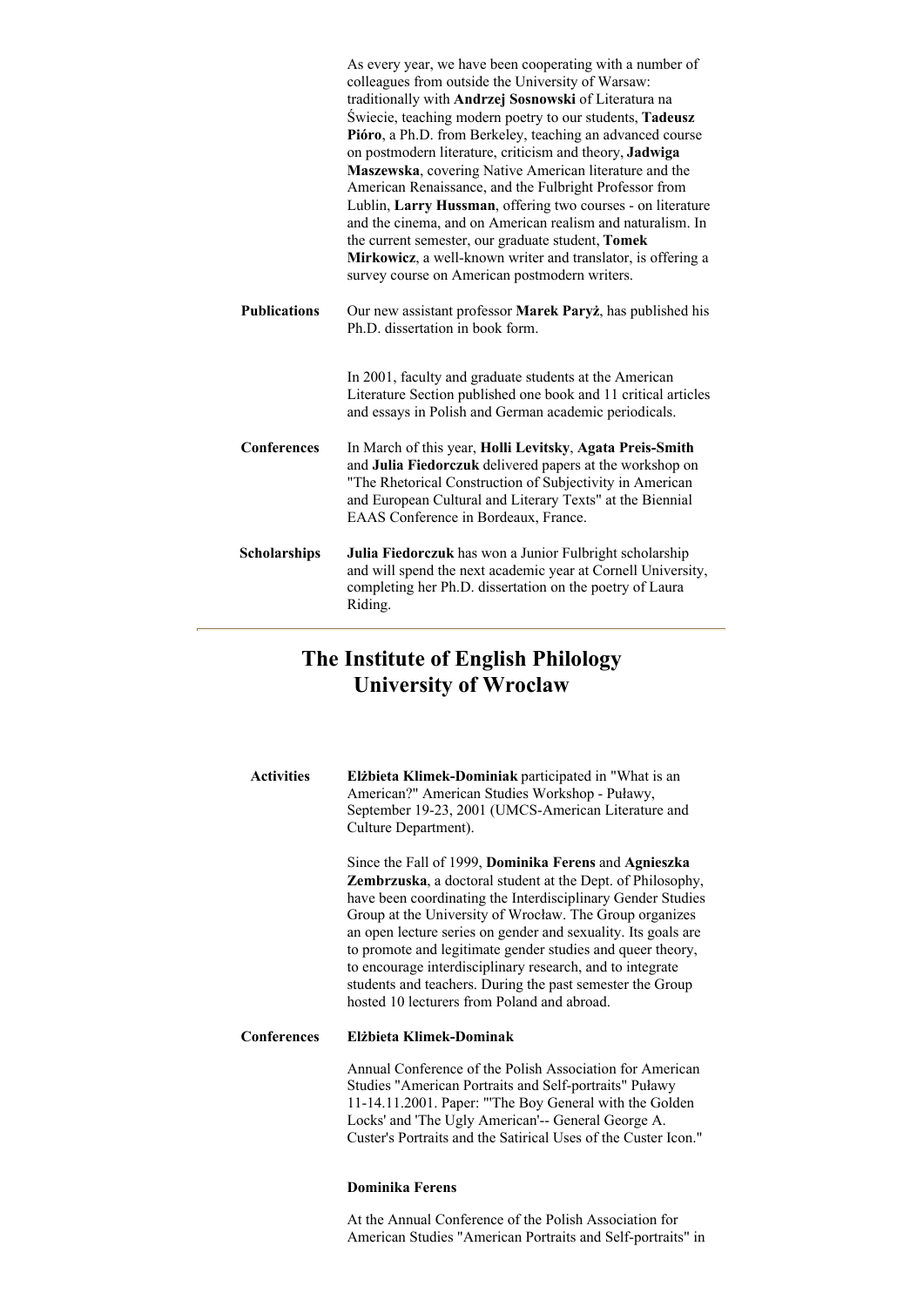As every year, we have been cooperating with a number of colleagues from outside the University of Warsaw: traditionally with **Andrzej Sosnowski** of Literatura na Świecie, teaching modern poetry to our students, **Tadeusz Pióro**, a Ph.D. from Berkeley, teaching an advanced course on postmodern literature, criticism and theory, **Jadwiga Maszewska**, covering Native American literature and the American Renaissance, and the Fulbright Professor from Lublin, **Larry Hussman**, offering two courses - on literature and the cinema, and on American realism and naturalism. In the current semester, our graduate student, **Tomek Mirkowicz**, a well-known writer and translator, is offering a survey course on American postmodern writers.

**Publications**

Our new assistant professor **Marek Paryż**, has published his Ph.D. dissertation in book form.

In 2001, faculty and graduate students at the American Literature Section published one book and 11 critical articles and essays in Polish and German academic periodicals.

**Conferences**

In March of this year, **Holli Levitsky**, **Agata Preis-Smith** and **Julia Fiedorczuk** delivered papers at the workshop on "The Rhetorical Construction of Subjectivity in American and European Cultural and Literary Texts" at the Biennial EAAS Conference in Bordeaux, France.

**Scholarships**

**Julia Fiedorczuk** has won a Junior Fulbright scholarship and will spend the next academic year at Cornell University, completing her Ph.D. dissertation on the poetry of Laura Riding.

---

## The Institute of English Philology
## University of Wroclaw

**Activities**

**Elżbieta Klimek-Dominiak** participated in "What is an American?" American Studies Workshop - Puławy, September 19-23, 2001 (UMCS-American Literature and Culture Department).

Since the Fall of 1999, **Dominika Ferens** and **Agnieszka Zembrzuska**, a doctoral student at the Dept. of Philosophy, have been coordinating the Interdisciplinary Gender Studies Group at the University of Wrocław. The Group organizes an open lecture series on gender and sexuality. Its goals are to promote and legitimate gender studies and queer theory, to encourage interdisciplinary research, and to integrate students and teachers. During the past semester the Group hosted 10 lecturers from Poland and abroad.

**Conferences**

**Elżbieta Klimek-Dominak**

Annual Conference of the Polish Association for American Studies "American Portraits and Self-portraits" Puławy 11-14.11.2001. Paper: "'The Boy General with the Golden Locks' and 'The Ugly American'-- General George A. Custer's Portraits and the Satirical Uses of the Custer Icon."

**Dominika Ferens**

At the Annual Conference of the Polish Association for American Studies "American Portraits and Self-portraits" in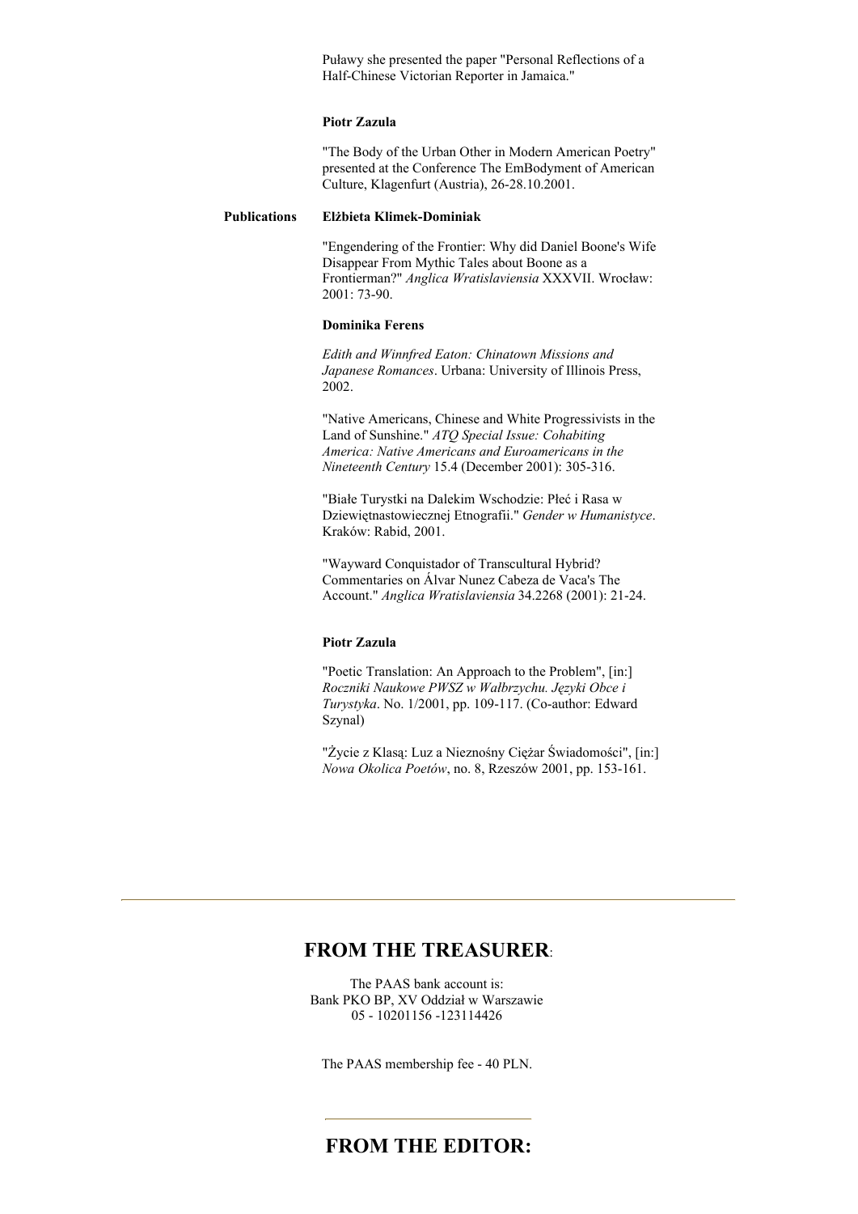Puławy she presented the paper "Personal Reflections of a Half-Chinese Victorian Reporter in Jamaica."

**Piotr Zazula**

"The Body of the Urban Other in Modern American Poetry" presented at the Conference The EmBodyment of American Culture, Klagenfurt (Austria), 26-28.10.2001.

**Publications**

**Elżbieta Klimek-Dominiak**

"Engendering of the Frontier: Why did Daniel Boone's Wife Disappear From Mythic Tales about Boone as a Frontierman?" *Anglica Wratislaviensia* XXXVII. Wrocław: 2001: 73-90.

**Dominika Ferens**

*Edith and Winnfred Eaton: Chinatown Missions and Japanese Romances*. Urbana: University of Illinois Press, 2002.

"Native Americans, Chinese and White Progressivists in the Land of Sunshine." *ATQ Special Issue: Cohabiting America: Native Americans and Euroamericans in the Nineteenth Century* 15.4 (December 2001): 305-316.

"Białe Turystki na Dalekim Wschodzie: Płeć i Rasa w Dziewiętnastowiecznej Etnografii." *Gender w Humanistyce*. Kraków: Rabid, 2001.

"Wayward Conquistador of Transcultural Hybrid? Commentaries on Álvar Nunez Cabeza de Vaca's The Account." *Anglica Wratislaviensia* 34.2268 (2001): 21-24.

**Piotr Zazula**

"Poetic Translation: An Approach to the Problem", [in:] *Roczniki Naukowe PWSZ w Wałbrzychu. Języki Obce i Turystyka*. No. 1/2001, pp. 109-117. (Co-author: Edward Szynal)

"Życie z Klasą: Luz a Nieznośny Ciężar Świadomości", [in:] *Nowa Okolica Poetów*, no. 8, Rzeszów 2001, pp. 153-161.

---

## FROM THE TREASURER:

The PAAS bank account is:
Bank PKO BP, XV Oddział w Warszawie
05 - 10201156 -123114426

The PAAS membership fee - 40 PLN.

---

## FROM THE EDITOR: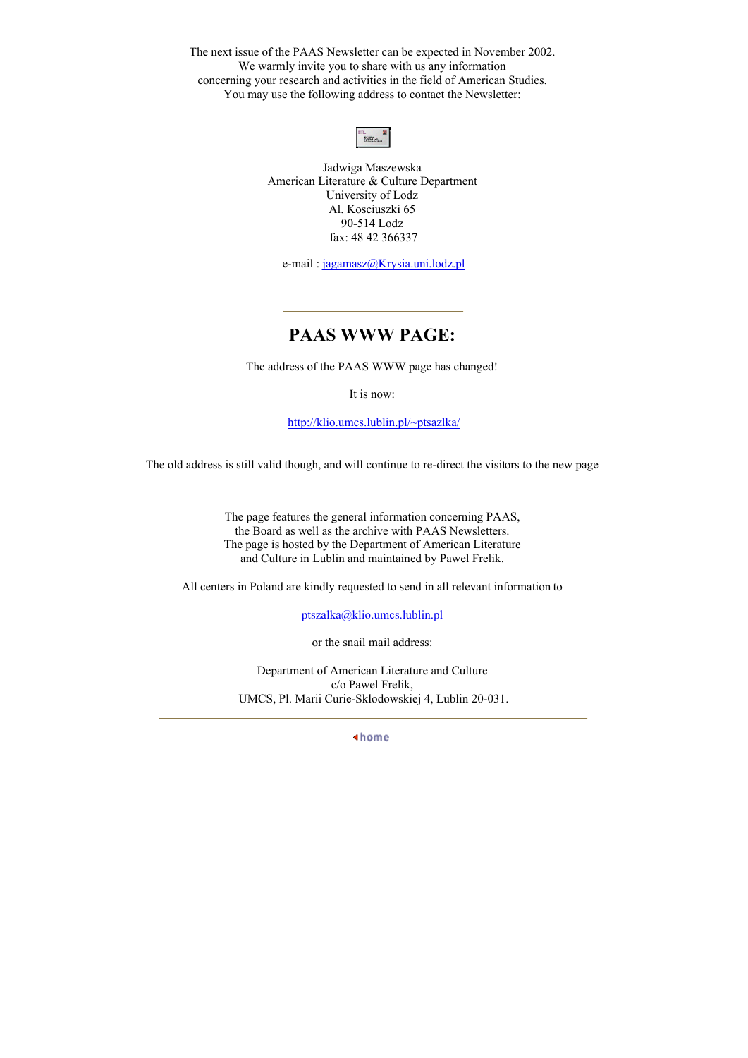The next issue of the PAAS Newsletter can be expected in November 2002.
We warmly invite you to share with us any information
concerning your research and activities in the field of American Studies.
You may use the following address to contact the Newsletter:

Jadwiga Maszewska
American Literature & Culture Department
University of Lodz
Al. Kosciuszki 65
90-514 Lodz
fax: 48 42 366337

e-mail : jagamasz@Krysia.uni.lodz.pl

---

## PAAS WWW PAGE:

The address of the PAAS WWW page has changed!

It is now:

http://klio.umcs.lublin.pl/~ptsazlka/

The old address is still valid though, and will continue to re-direct the visitors to the new page

The page features the general information concerning PAAS,
the Board as well as the archive with PAAS Newsletters.
The page is hosted by the Department of American Literature
and Culture in Lublin and maintained by Pawel Frelik.

All centers in Poland are kindly requested to send in all relevant information to

ptszalka@klio.umcs.lublin.pl

or the snail mail address:

Department of American Literature and Culture
c/o Pawel Frelik,
UMCS, Pl. Marii Curie-Sklodowskiej 4, Lublin 20-031.

---

home